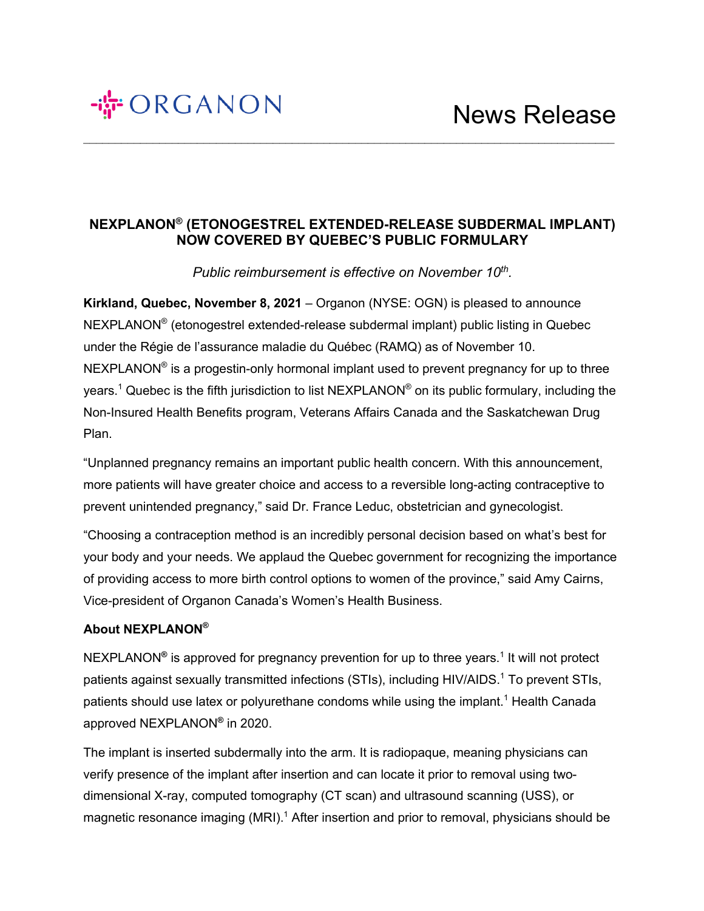ORGANON

News Release

# NEXPLANON® (ETONOGESTREL EXTENDED-RELEASE SUBDERMAL IMPLANT) NOW COVERED BY QUEBEC'S PUBLIC FORMULARY

*Public reimbursement is effective on November 10th.*

**Kirkland, Quebec, November 8, 2021** – Organon (NYSE: OGN) is pleased to announce NEXPLANON® (etonogestrel extended-release subdermal implant) public listing in Quebec under the Régie de l'assurance maladie du Québec (RAMQ) as of November 10. NEXPLANON® is a progestin-only hormonal implant used to prevent pregnancy for up to three years.[1] Quebec is the fifth jurisdiction to list NEXPLANON® on its public formulary, including the Non-Insured Health Benefits program, Veterans Affairs Canada and the Saskatchewan Drug Plan.

"Unplanned pregnancy remains an important public health concern. With this announcement, more patients will have greater choice and access to a reversible long-acting contraceptive to prevent unintended pregnancy," said Dr. France Leduc, obstetrician and gynecologist.

"Choosing a contraception method is an incredibly personal decision based on what's best for your body and your needs. We applaud the Quebec government for recognizing the importance of providing access to more birth control options to women of the province," said Amy Cairns, Vice-president of Organon Canada's Women's Health Business.

## About NEXPLANON®

NEXPLANON® is approved for pregnancy prevention for up to three years.[1] It will not protect patients against sexually transmitted infections (STIs), including HIV/AIDS.[1] To prevent STIs, patients should use latex or polyurethane condoms while using the implant.[1] Health Canada approved NEXPLANON® in 2020.

The implant is inserted subdermally into the arm. It is radiopaque, meaning physicians can verify presence of the implant after insertion and can locate it prior to removal using two-dimensional X-ray, computed tomography (CT scan) and ultrasound scanning (USS), or magnetic resonance imaging (MRI).[1] After insertion and prior to removal, physicians should be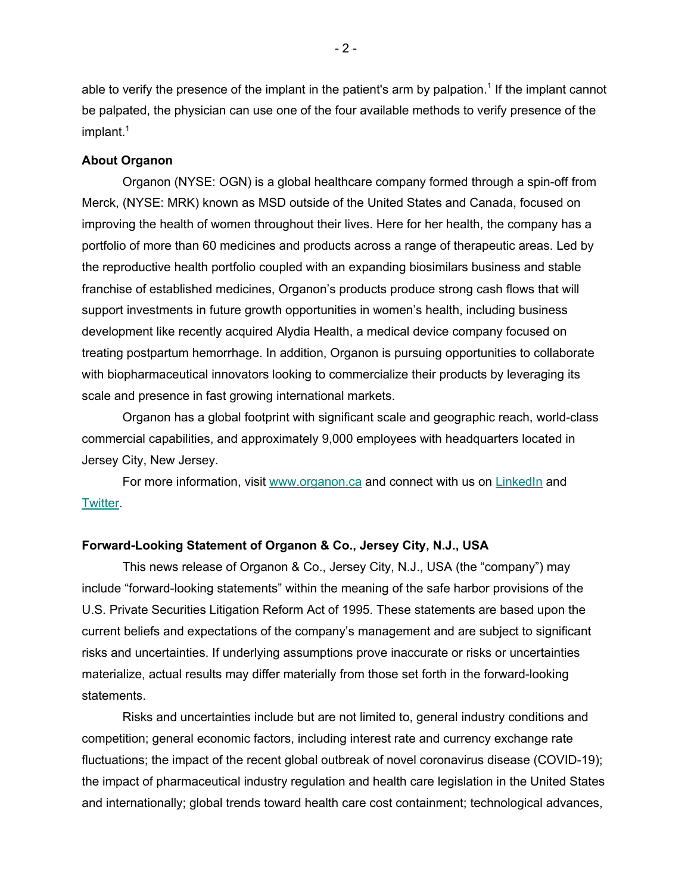able to verify the presence of the implant in the patient's arm by palpation.[1] If the implant cannot be palpated, the physician can use one of the four available methods to verify presence of the implant.[1]

**About Organon**

Organon (NYSE: OGN) is a global healthcare company formed through a spin-off from Merck, (NYSE: MRK) known as MSD outside of the United States and Canada, focused on improving the health of women throughout their lives. Here for her health, the company has a portfolio of more than 60 medicines and products across a range of therapeutic areas. Led by the reproductive health portfolio coupled with an expanding biosimilars business and stable franchise of established medicines, Organon's products produce strong cash flows that will support investments in future growth opportunities in women's health, including business development like recently acquired Alydia Health, a medical device company focused on treating postpartum hemorrhage. In addition, Organon is pursuing opportunities to collaborate with biopharmaceutical innovators looking to commercialize their products by leveraging its scale and presence in fast growing international markets.

Organon has a global footprint with significant scale and geographic reach, world-class commercial capabilities, and approximately 9,000 employees with headquarters located in Jersey City, New Jersey.

For more information, visit www.organon.ca and connect with us on LinkedIn and Twitter.

**Forward-Looking Statement of Organon & Co., Jersey City, N.J., USA**

This news release of Organon & Co., Jersey City, N.J., USA (the "company") may include "forward-looking statements" within the meaning of the safe harbor provisions of the U.S. Private Securities Litigation Reform Act of 1995. These statements are based upon the current beliefs and expectations of the company's management and are subject to significant risks and uncertainties. If underlying assumptions prove inaccurate or risks or uncertainties materialize, actual results may differ materially from those set forth in the forward-looking statements.

Risks and uncertainties include but are not limited to, general industry conditions and competition; general economic factors, including interest rate and currency exchange rate fluctuations; the impact of the recent global outbreak of novel coronavirus disease (COVID-19); the impact of pharmaceutical industry regulation and health care legislation in the United States and internationally; global trends toward health care cost containment; technological advances,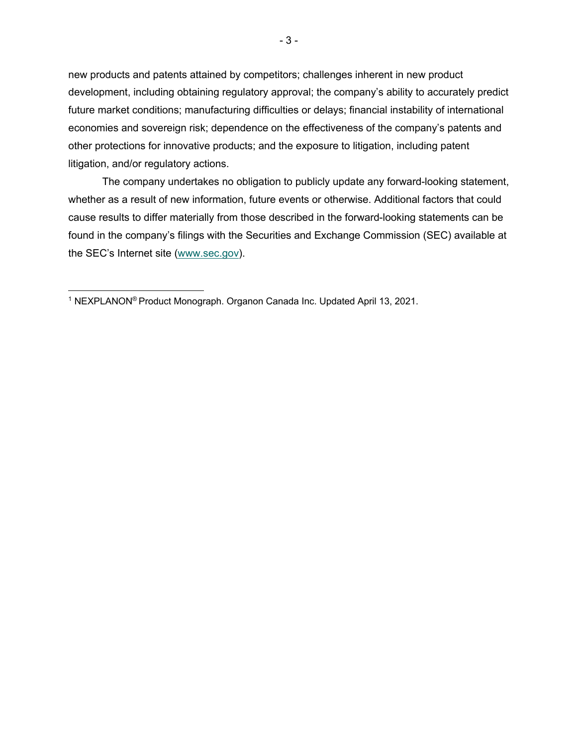new products and patents attained by competitors; challenges inherent in new product development, including obtaining regulatory approval; the company's ability to accurately predict future market conditions; manufacturing difficulties or delays; financial instability of international economies and sovereign risk; dependence on the effectiveness of the company's patents and other protections for innovative products; and the exposure to litigation, including patent litigation, and/or regulatory actions.

The company undertakes no obligation to publicly update any forward-looking statement, whether as a result of new information, future events or otherwise. Additional factors that could cause results to differ materially from those described in the forward-looking statements can be found in the company's filings with the Securities and Exchange Commission (SEC) available at the SEC's Internet site (www.sec.gov).

---

[1] NEXPLANON® Product Monograph. Organon Canada Inc. Updated April 13, 2021.